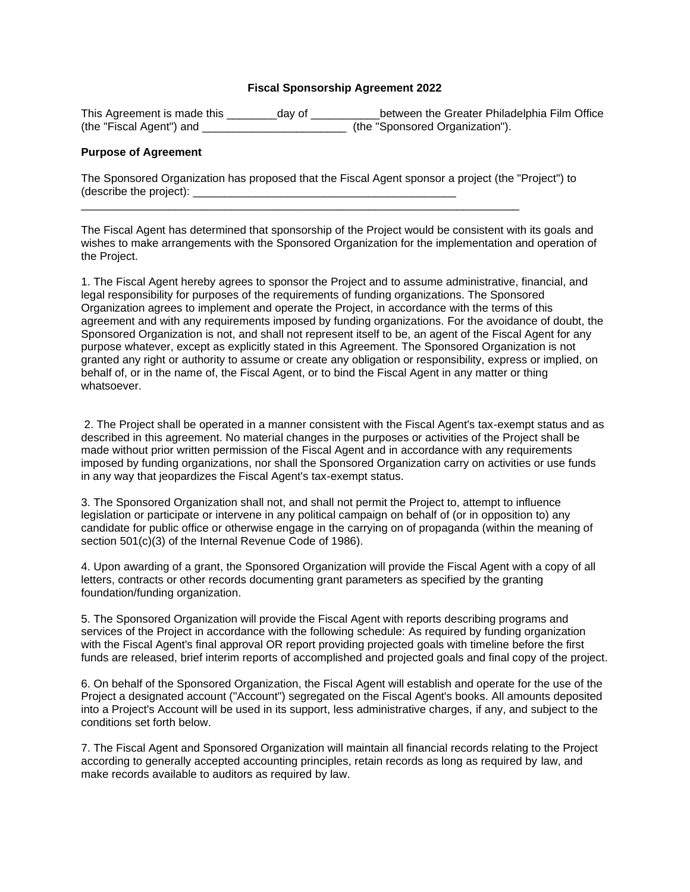# Fiscal Sponsorship Agreement 2022

This Agreement is made this ________day of ___________between the Greater Philadelphia Film Office (the "Fiscal Agent") and _______________________ (the "Sponsored Organization").

**Purpose of Agreement**

The Sponsored Organization has proposed that the Fiscal Agent sponsor a project (the "Project") to (describe the project): __________________________________________
_________________________________________________________________________

The Fiscal Agent has determined that sponsorship of the Project would be consistent with its goals and wishes to make arrangements with the Sponsored Organization for the implementation and operation of the Project.

1. The Fiscal Agent hereby agrees to sponsor the Project and to assume administrative, financial, and legal responsibility for purposes of the requirements of funding organizations. The Sponsored Organization agrees to implement and operate the Project, in accordance with the terms of this agreement and with any requirements imposed by funding organizations. For the avoidance of doubt, the Sponsored Organization is not, and shall not represent itself to be, an agent of the Fiscal Agent for any purpose whatever, except as explicitly stated in this Agreement. The Sponsored Organization is not granted any right or authority to assume or create any obligation or responsibility, express or implied, on behalf of, or in the name of, the Fiscal Agent, or to bind the Fiscal Agent in any matter or thing whatsoever.

2. The Project shall be operated in a manner consistent with the Fiscal Agent's tax-exempt status and as described in this agreement. No material changes in the purposes or activities of the Project shall be made without prior written permission of the Fiscal Agent and in accordance with any requirements imposed by funding organizations, nor shall the Sponsored Organization carry on activities or use funds in any way that jeopardizes the Fiscal Agent's tax-exempt status.

3. The Sponsored Organization shall not, and shall not permit the Project to, attempt to influence legislation or participate or intervene in any political campaign on behalf of (or in opposition to) any candidate for public office or otherwise engage in the carrying on of propaganda (within the meaning of section 501(c)(3) of the Internal Revenue Code of 1986).

4. Upon awarding of a grant, the Sponsored Organization will provide the Fiscal Agent with a copy of all letters, contracts or other records documenting grant parameters as specified by the granting foundation/funding organization.

5. The Sponsored Organization will provide the Fiscal Agent with reports describing programs and services of the Project in accordance with the following schedule: As required by funding organization with the Fiscal Agent's final approval OR report providing projected goals with timeline before the first funds are released, brief interim reports of accomplished and projected goals and final copy of the project.

6. On behalf of the Sponsored Organization, the Fiscal Agent will establish and operate for the use of the Project a designated account ("Account") segregated on the Fiscal Agent's books. All amounts deposited into a Project's Account will be used in its support, less administrative charges, if any, and subject to the conditions set forth below.

7. The Fiscal Agent and Sponsored Organization will maintain all financial records relating to the Project according to generally accepted accounting principles, retain records as long as required by law, and make records available to auditors as required by law.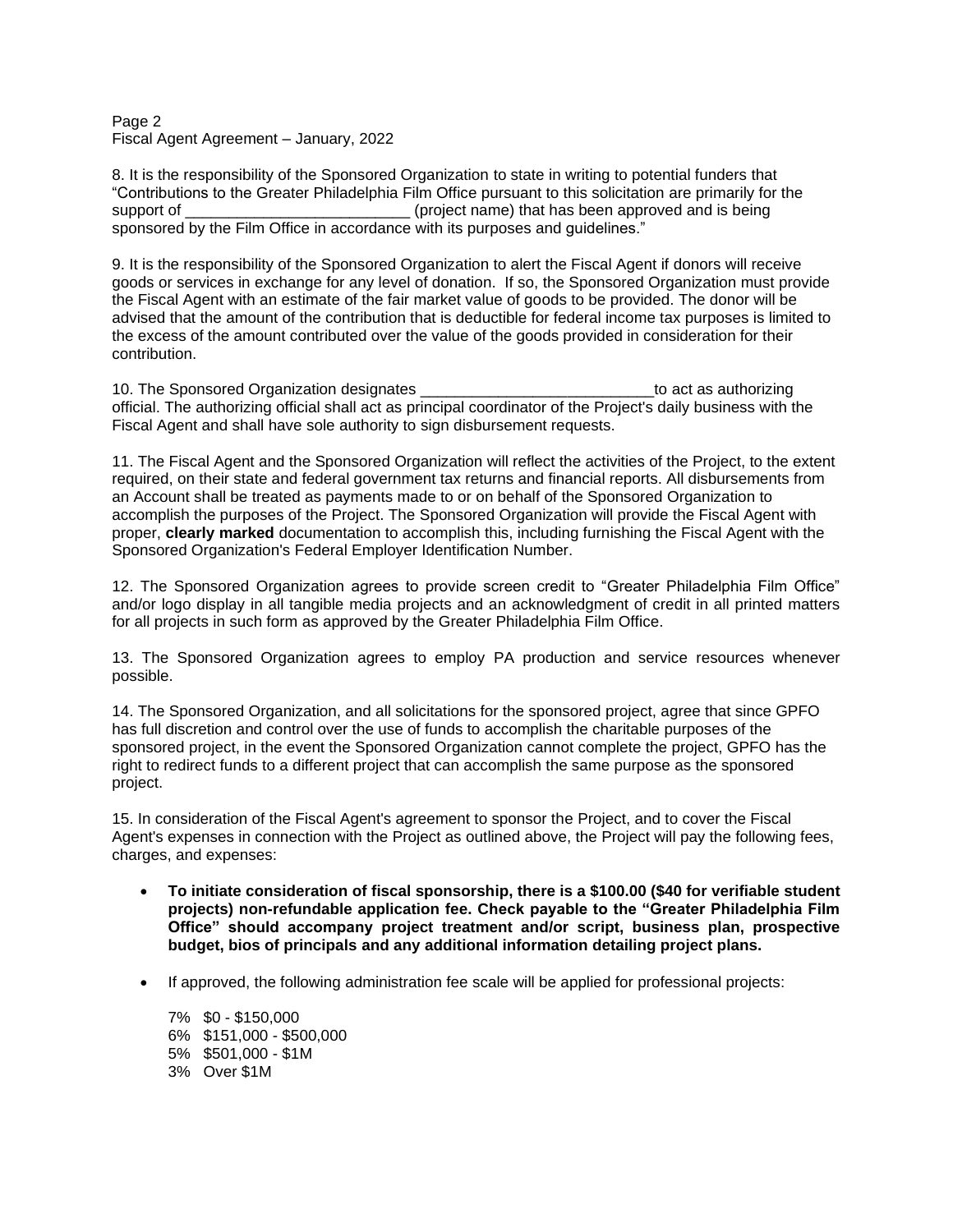8. It is the responsibility of the Sponsored Organization to state in writing to potential funders that "Contributions to the Greater Philadelphia Film Office pursuant to this solicitation are primarily for the support of __________________________ (project name) that has been approved and is being sponsored by the Film Office in accordance with its purposes and guidelines."

9. It is the responsibility of the Sponsored Organization to alert the Fiscal Agent if donors will receive goods or services in exchange for any level of donation. If so, the Sponsored Organization must provide the Fiscal Agent with an estimate of the fair market value of goods to be provided. The donor will be advised that the amount of the contribution that is deductible for federal income tax purposes is limited to the excess of the amount contributed over the value of the goods provided in consideration for their contribution.

10. The Sponsored Organization designates ___________________________to act as authorizing official. The authorizing official shall act as principal coordinator of the Project's daily business with the Fiscal Agent and shall have sole authority to sign disbursement requests.

11. The Fiscal Agent and the Sponsored Organization will reflect the activities of the Project, to the extent required, on their state and federal government tax returns and financial reports. All disbursements from an Account shall be treated as payments made to or on behalf of the Sponsored Organization to accomplish the purposes of the Project. The Sponsored Organization will provide the Fiscal Agent with proper, **clearly marked** documentation to accomplish this, including furnishing the Fiscal Agent with the Sponsored Organization's Federal Employer Identification Number.

12. The Sponsored Organization agrees to provide screen credit to "Greater Philadelphia Film Office" and/or logo display in all tangible media projects and an acknowledgment of credit in all printed matters for all projects in such form as approved by the Greater Philadelphia Film Office.

13. The Sponsored Organization agrees to employ PA production and service resources whenever possible.

14. The Sponsored Organization, and all solicitations for the sponsored project, agree that since GPFO has full discretion and control over the use of funds to accomplish the charitable purposes of the sponsored project, in the event the Sponsored Organization cannot complete the project, GPFO has the right to redirect funds to a different project that can accomplish the same purpose as the sponsored project.

15. In consideration of the Fiscal Agent's agreement to sponsor the Project, and to cover the Fiscal Agent's expenses in connection with the Project as outlined above, the Project will pay the following fees, charges, and expenses:

- **To initiate consideration of fiscal sponsorship, there is a $100.00 ($40 for verifiable student projects) non-refundable application fee. Check payable to the "Greater Philadelphia Film Office" should accompany project treatment and/or script, business plan, prospective budget, bios of principals and any additional information detailing project plans.**

- If approved, the following administration fee scale will be applied for professional projects:

  7% $0 - $150,000
  6% $151,000 - $500,000
  5% $501,000 - $1M
  3% Over $1M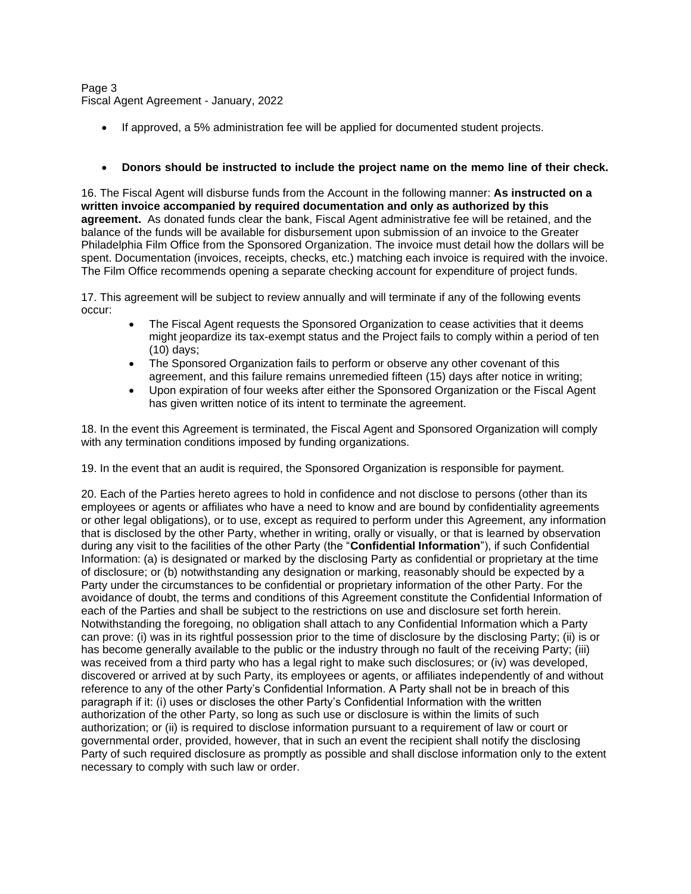- If approved, a 5% administration fee will be applied for documented student projects.

- **Donors should be instructed to include the project name on the memo line of their check.**

16. The Fiscal Agent will disburse funds from the Account in the following manner: **As instructed on a written invoice accompanied by required documentation and only as authorized by this agreement.** As donated funds clear the bank, Fiscal Agent administrative fee will be retained, and the balance of the funds will be available for disbursement upon submission of an invoice to the Greater Philadelphia Film Office from the Sponsored Organization. The invoice must detail how the dollars will be spent. Documentation (invoices, receipts, checks, etc.) matching each invoice is required with the invoice. The Film Office recommends opening a separate checking account for expenditure of project funds.

17. This agreement will be subject to review annually and will terminate if any of the following events occur:

- The Fiscal Agent requests the Sponsored Organization to cease activities that it deems might jeopardize its tax-exempt status and the Project fails to comply within a period of ten (10) days;
- The Sponsored Organization fails to perform or observe any other covenant of this agreement, and this failure remains unremedied fifteen (15) days after notice in writing;
- Upon expiration of four weeks after either the Sponsored Organization or the Fiscal Agent has given written notice of its intent to terminate the agreement.

18. In the event this Agreement is terminated, the Fiscal Agent and Sponsored Organization will comply with any termination conditions imposed by funding organizations.

19. In the event that an audit is required, the Sponsored Organization is responsible for payment.

20. Each of the Parties hereto agrees to hold in confidence and not disclose to persons (other than its employees or agents or affiliates who have a need to know and are bound by confidentiality agreements or other legal obligations), or to use, except as required to perform under this Agreement, any information that is disclosed by the other Party, whether in writing, orally or visually, or that is learned by observation during any visit to the facilities of the other Party (the "**Confidential Information**"), if such Confidential Information: (a) is designated or marked by the disclosing Party as confidential or proprietary at the time of disclosure; or (b) notwithstanding any designation or marking, reasonably should be expected by a Party under the circumstances to be confidential or proprietary information of the other Party. For the avoidance of doubt, the terms and conditions of this Agreement constitute the Confidential Information of each of the Parties and shall be subject to the restrictions on use and disclosure set forth herein. Notwithstanding the foregoing, no obligation shall attach to any Confidential Information which a Party can prove: (i) was in its rightful possession prior to the time of disclosure by the disclosing Party; (ii) is or has become generally available to the public or the industry through no fault of the receiving Party; (iii) was received from a third party who has a legal right to make such disclosures; or (iv) was developed, discovered or arrived at by such Party, its employees or agents, or affiliates independently of and without reference to any of the other Party's Confidential Information. A Party shall not be in breach of this paragraph if it: (i) uses or discloses the other Party's Confidential Information with the written authorization of the other Party, so long as such use or disclosure is within the limits of such authorization; or (ii) is required to disclose information pursuant to a requirement of law or court or governmental order, provided, however, that in such an event the recipient shall notify the disclosing Party of such required disclosure as promptly as possible and shall disclose information only to the extent necessary to comply with such law or order.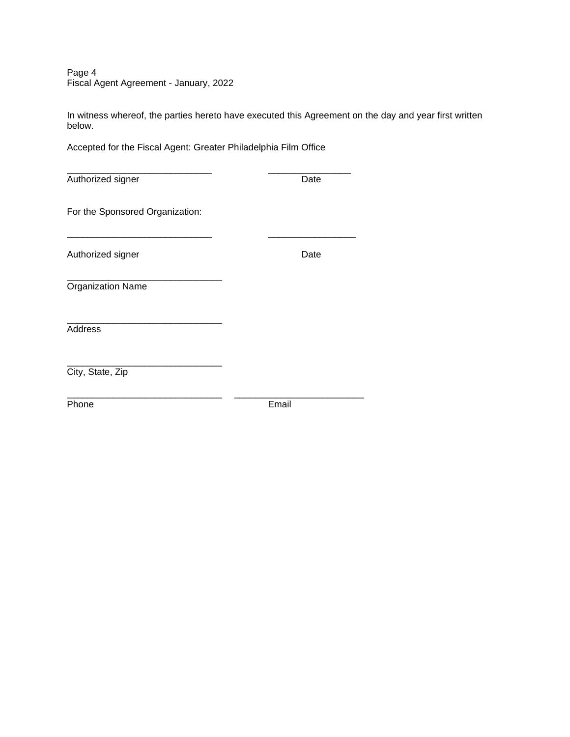In witness whereof, the parties hereto have executed this Agreement on the day and year first written below.

Accepted for the Fiscal Agent: Greater Philadelphia Film Office

____________________________ ________________
Authorized signer Date

For the Sponsored Organization:

____________________________ _________________

Authorized signer Date

______________________________
Organization Name

______________________________
Address

______________________________
City, State, Zip

______________________________ _________________________
Phone Email